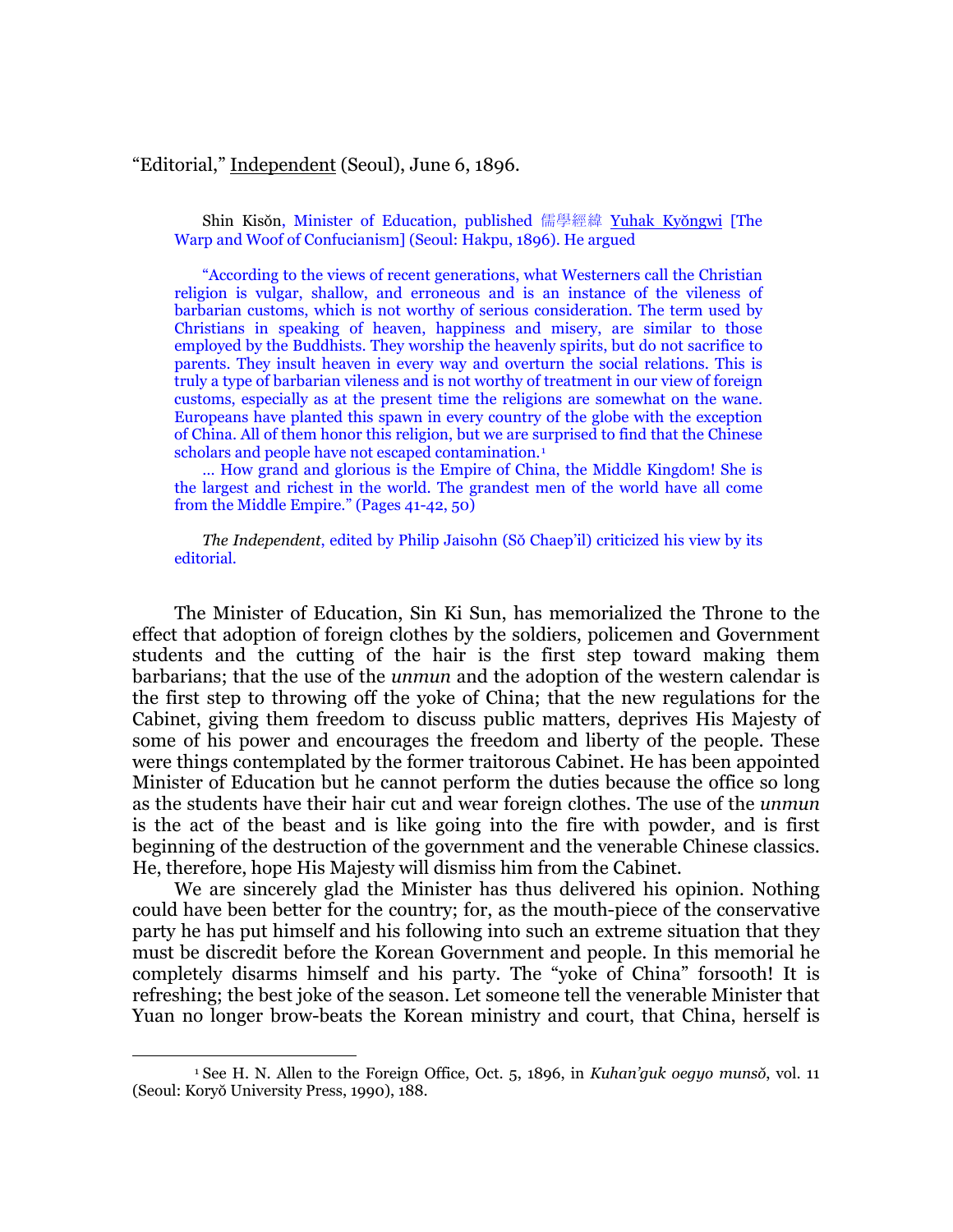"Editorial," Independent (Seoul), June 6, 1896.

> Shin Kisŏn, Minister of Education, published 儒學經緯 Yuhak Kyŏngwi [The Warp and Woof of Confucianism] (Seoul: Hakpu, 1896). He argued
>
> "According to the views of recent generations, what Westerners call the Christian religion is vulgar, shallow, and erroneous and is an instance of the vileness of barbarian customs, which is not worthy of serious consideration. The term used by Christians in speaking of heaven, happiness and misery, are similar to those employed by the Buddhists. They worship the heavenly spirits, but do not sacrifice to parents. They insult heaven in every way and overturn the social relations. This is truly a type of barbarian vileness and is not worthy of treatment in our view of foreign customs, especially as at the present time the religions are somewhat on the wane. Europeans have planted this spawn in every country of the globe with the exception of China. All of them honor this religion, but we are surprised to find that the Chinese scholars and people have not escaped contamination.[1]
>
> … How grand and glorious is the Empire of China, the Middle Kingdom! She is the largest and richest in the world. The grandest men of the world have all come from the Middle Empire." (Pages 41-42, 50)
>
> *The Independent*, edited by Philip Jaisohn (Sŏ Chaep'il) criticized his view by its editorial.

The Minister of Education, Sin Ki Sun, has memorialized the Throne to the effect that adoption of foreign clothes by the soldiers, policemen and Government students and the cutting of the hair is the first step toward making them barbarians; that the use of the *unmun* and the adoption of the western calendar is the first step to throwing off the yoke of China; that the new regulations for the Cabinet, giving them freedom to discuss public matters, deprives His Majesty of some of his power and encourages the freedom and liberty of the people. These were things contemplated by the former traitorous Cabinet. He has been appointed Minister of Education but he cannot perform the duties because the office so long as the students have their hair cut and wear foreign clothes. The use of the *unmun* is the act of the beast and is like going into the fire with powder, and is first beginning of the destruction of the government and the venerable Chinese classics. He, therefore, hope His Majesty will dismiss him from the Cabinet.

We are sincerely glad the Minister has thus delivered his opinion. Nothing could have been better for the country; for, as the mouth-piece of the conservative party he has put himself and his following into such an extreme situation that they must be discredit before the Korean Government and people. In this memorial he completely disarms himself and his party. The "yoke of China" forsooth! It is refreshing; the best joke of the season. Let someone tell the venerable Minister that Yuan no longer brow-beats the Korean ministry and court, that China, herself is

[1] See H. N. Allen to the Foreign Office, Oct. 5, 1896, in *Kuhan'guk oegyo munsŏ*, vol. 11 (Seoul: Koryŏ University Press, 1990), 188.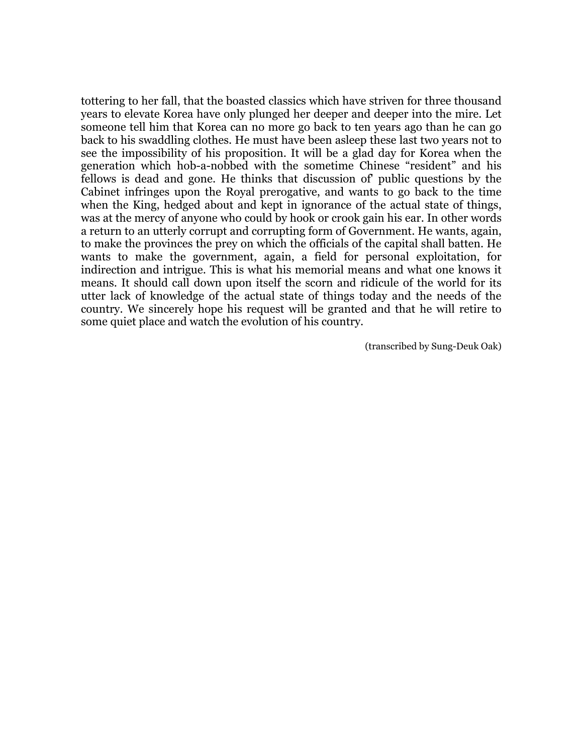tottering to her fall, that the boasted classics which have striven for three thousand years to elevate Korea have only plunged her deeper and deeper into the mire. Let someone tell him that Korea can no more go back to ten years ago than he can go back to his swaddling clothes. He must have been asleep these last two years not to see the impossibility of his proposition. It will be a glad day for Korea when the generation which hob-a-nobbed with the sometime Chinese "resident" and his fellows is dead and gone. He thinks that discussion of' public questions by the Cabinet infringes upon the Royal prerogative, and wants to go back to the time when the King, hedged about and kept in ignorance of the actual state of things, was at the mercy of anyone who could by hook or crook gain his ear. In other words a return to an utterly corrupt and corrupting form of Government. He wants, again, to make the provinces the prey on which the officials of the capital shall batten. He wants to make the government, again, a field for personal exploitation, for indirection and intrigue. This is what his memorial means and what one knows it means. It should call down upon itself the scorn and ridicule of the world for its utter lack of knowledge of the actual state of things today and the needs of the country. We sincerely hope his request will be granted and that he will retire to some quiet place and watch the evolution of his country.

(transcribed by Sung-Deuk Oak)